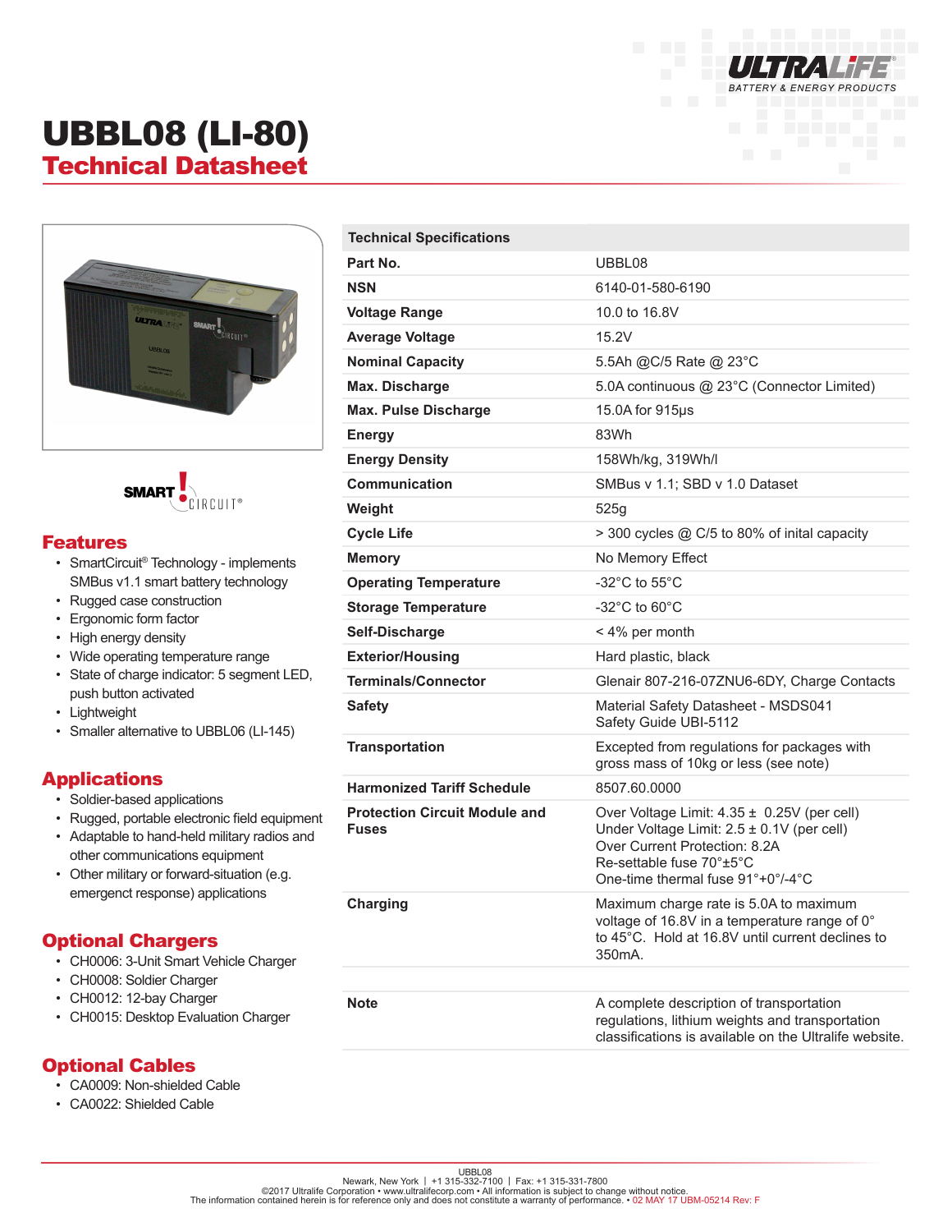# UBBL08 (LI-80)

## Technical Datasheet

## Features

- SmartCircuit® Technology - implements SMBus v1.1 smart battery technology
- Rugged case construction
- Ergonomic form factor
- High energy density
- Wide operating temperature range
- State of charge indicator: 5 segment LED, push button activated
- Lightweight
- Smaller alternative to UBBL06 (LI-145)

## Applications

- Soldier-based applications
- Rugged, portable electronic field equipment
- Adaptable to hand-held military radios and other communications equipment
- Other military or forward-situation (e.g. emergenct response) applications

## Optional Chargers

- CH0006: 3-Unit Smart Vehicle Charger
- CH0008: Soldier Charger
- CH0012: 12-bay Charger
- CH0015: Desktop Evaluation Charger

## Optional Cables

- CA0009: Non-shielded Cable
- CA0022: Shielded Cable

| Technical Specifications | |
|---|---|
| **Part No.** | UBBL08 |
| **NSN** | 6140-01-580-6190 |
| **Voltage Range** | 10.0 to 16.8V |
| **Average Voltage** | 15.2V |
| **Nominal Capacity** | 5.5Ah @C/5 Rate @ 23°C |
| **Max. Discharge** | 5.0A continuous @ 23°C (Connector Limited) |
| **Max. Pulse Discharge** | 15.0A for 915μs |
| **Energy** | 83Wh |
| **Energy Density** | 158Wh/kg, 319Wh/l |
| **Communication** | SMBus v 1.1; SBD v 1.0 Dataset |
| **Weight** | 525g |
| **Cycle Life** | > 300 cycles @ C/5 to 80% of inital capacity |
| **Memory** | No Memory Effect |
| **Operating Temperature** | -32°C to 55°C |
| **Storage Temperature** | -32°C to 60°C |
| **Self-Discharge** | < 4% per month |
| **Exterior/Housing** | Hard plastic, black |
| **Terminals/Connector** | Glenair 807-216-07ZNU6-6DY, Charge Contacts |
| **Safety** | Material Safety Datasheet - MSDS041<br>Safety Guide UBI-5112 |
| **Transportation** | Excepted from regulations for packages with gross mass of 10kg or less (see note) |
| **Harmonized Tariff Schedule** | 8507.60.0000 |
| **Protection Circuit Module and Fuses** | Over Voltage Limit: 4.35 ± 0.25V (per cell)<br>Under Voltage Limit: 2.5 ± 0.1V (per cell)<br>Over Current Protection: 8.2A<br>Re-settable fuse 70°±5°C<br>One-time thermal fuse 91°+0°/-4°C |
| **Charging** | Maximum charge rate is 5.0A to maximum voltage of 16.8V in a temperature range of 0° to 45°C. Hold at 16.8V until current declines to 350mA. |
| | |
| **Note** | A complete description of transportation regulations, lithium weights and transportation classifications is available on the Ultralife website. |

UBBL08
Newark, New York | +1 315-332-7100 | Fax: +1 315-331-7800
©2017 Ultralife Corporation • www.ultralifecorp.com • All information is subject to change without notice.
The information contained herein is for reference only and does not constitute a warranty of performance. • 02 MAY 17 UBM-05214 Rev: F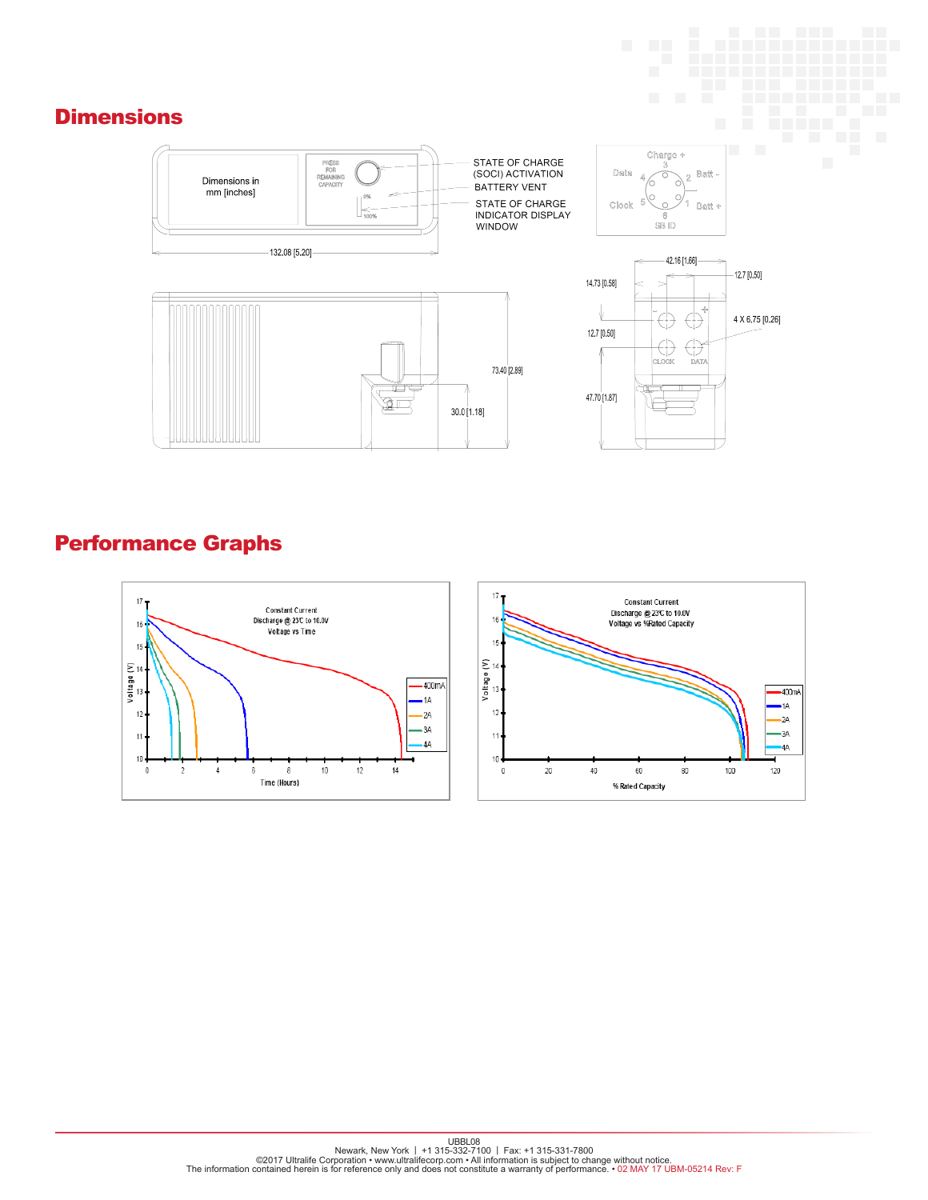## Dimensions

Dimensions in mm [inches]

PRESS FOR REMAINING CAPACITY

0%

100%

STATE OF CHARGE (SOCI) ACTIVATION

BATTERY VENT

STATE OF CHARGE INDICATOR DISPLAY WINDOW

132.08 [5.20]

Charge + 3

Data 4

2 Batt -

Clock 5

1 Batt +

6 SB ID

42.16 [1.66]

12.7 [0.50]

14.73 [0.58]

4 X 6.75 [0.26]

12.7 [0.50]

CLOCK

DATA

73.40 [2.89]

30.0 [1.18]

47.70 [1.87]

## Performance Graphs

Constant Current Discharge @ 23C to 10.0V Voltage vs Time

Voltage (V)

17
16
15
14
13
12
11
10

0 2 4 6 8 10 12 14

Time (Hours)

400mA
1A
2A
3A
4A

Constant Current Discharge @ 23C to 10.0V Voltage vs %Rated Capacity

Voltage (V)

17
16
15
14
13
12
11
10

0 20 40 60 80 100 120

% Rated Capacity

400mA
1A
2A
3A
4A

UBBL08

Newark, New York | +1 315-332-7100 | Fax: +1 315-331-7800

©2017 Ultralife Corporation • www.ultralifecorp.com • All information is subject to change without notice.

The information contained herein is for reference only and does not constitute a warranty of performance. • 02 MAY 17 UBM-05214 Rev: F